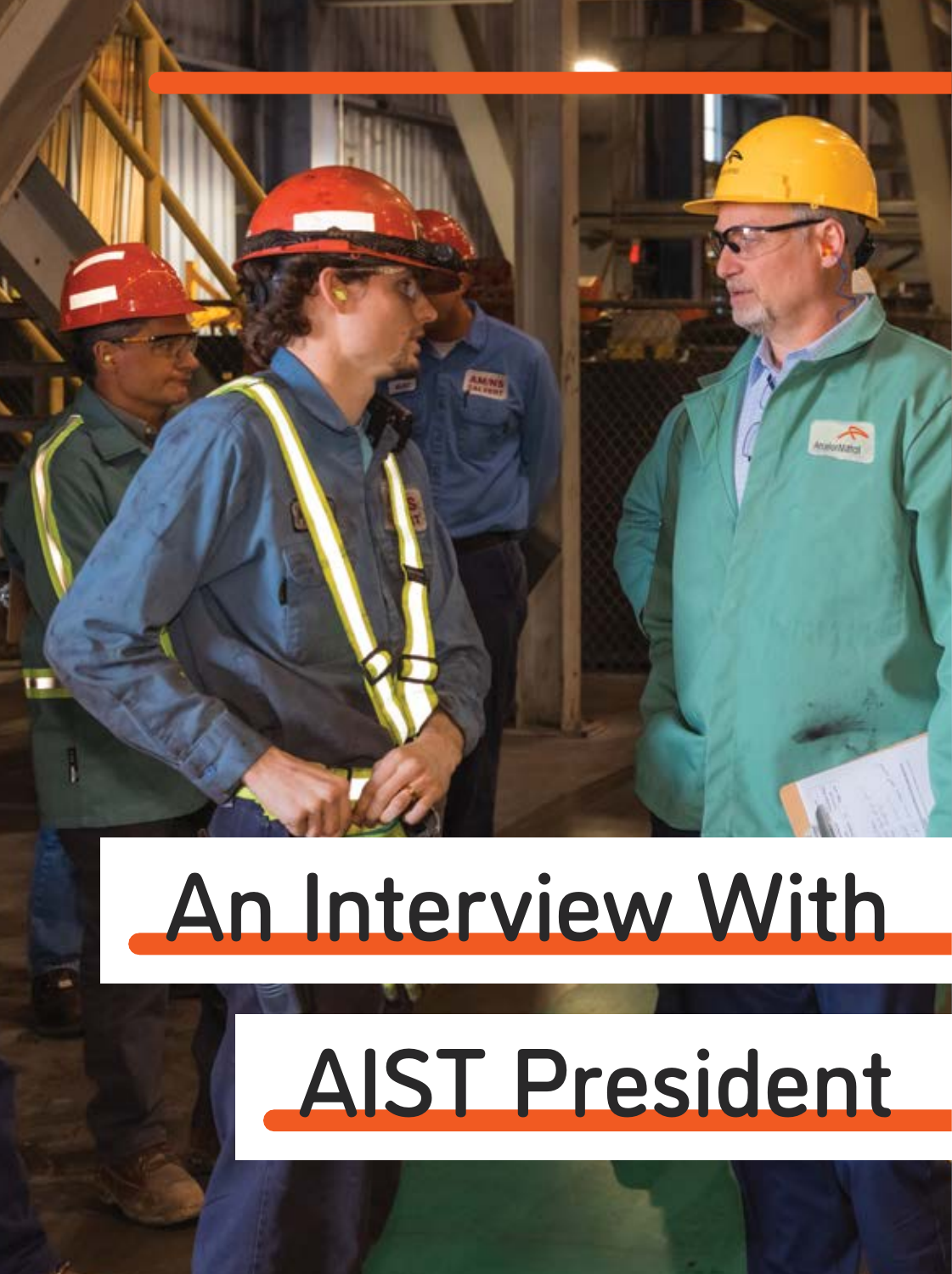# An Interview With AIST President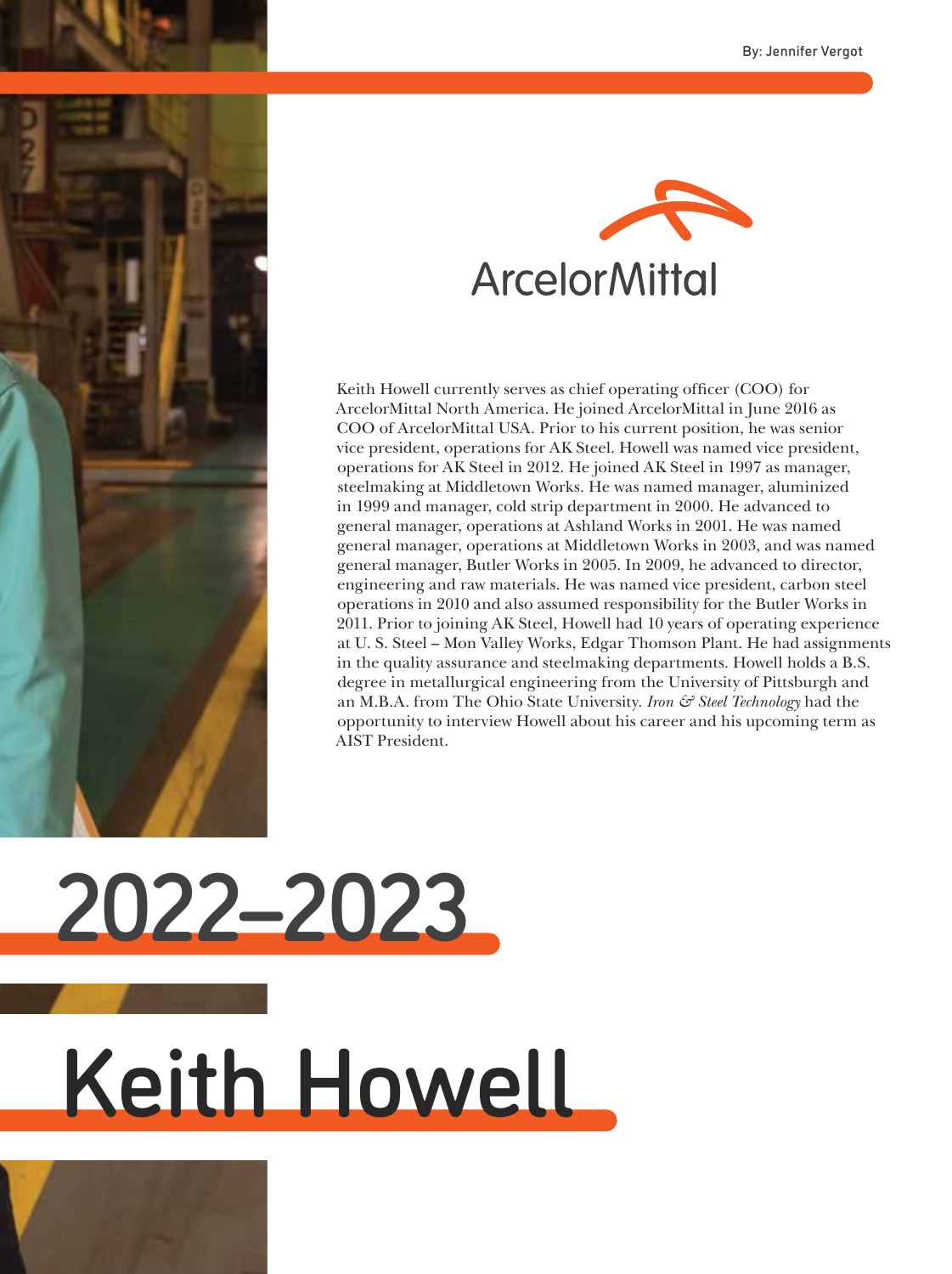By: Jennifer Vergot

ArcelorMittal

Keith Howell currently serves as chief operating officer (COO) for ArcelorMittal North America. He joined ArcelorMittal in June 2016 as COO of ArcelorMittal USA. Prior to his current position, he was senior vice president, operations for AK Steel. Howell was named vice president, operations for AK Steel in 2012. He joined AK Steel in 1997 as manager, steelmaking at Middletown Works. He was named manager, aluminized in 1999 and manager, cold strip department in 2000. He advanced to general manager, operations at Ashland Works in 2001. He was named general manager, operations at Middletown Works in 2003, and was named general manager, Butler Works in 2005. In 2009, he advanced to director, engineering and raw materials. He was named vice president, carbon steel operations in 2010 and also assumed responsibility for the Butler Works in 2011. Prior to joining AK Steel, Howell had 10 years of operating experience at U. S. Steel – Mon Valley Works, Edgar Thomson Plant. He had assignments in the quality assurance and steelmaking departments. Howell holds a B.S. degree in metallurgical engineering from the University of Pittsburgh and an M.B.A. from The Ohio State University. *Iron & Steel Technology* had the opportunity to interview Howell about his career and his upcoming term as AIST President.

# 2022–2023

# Keith Howell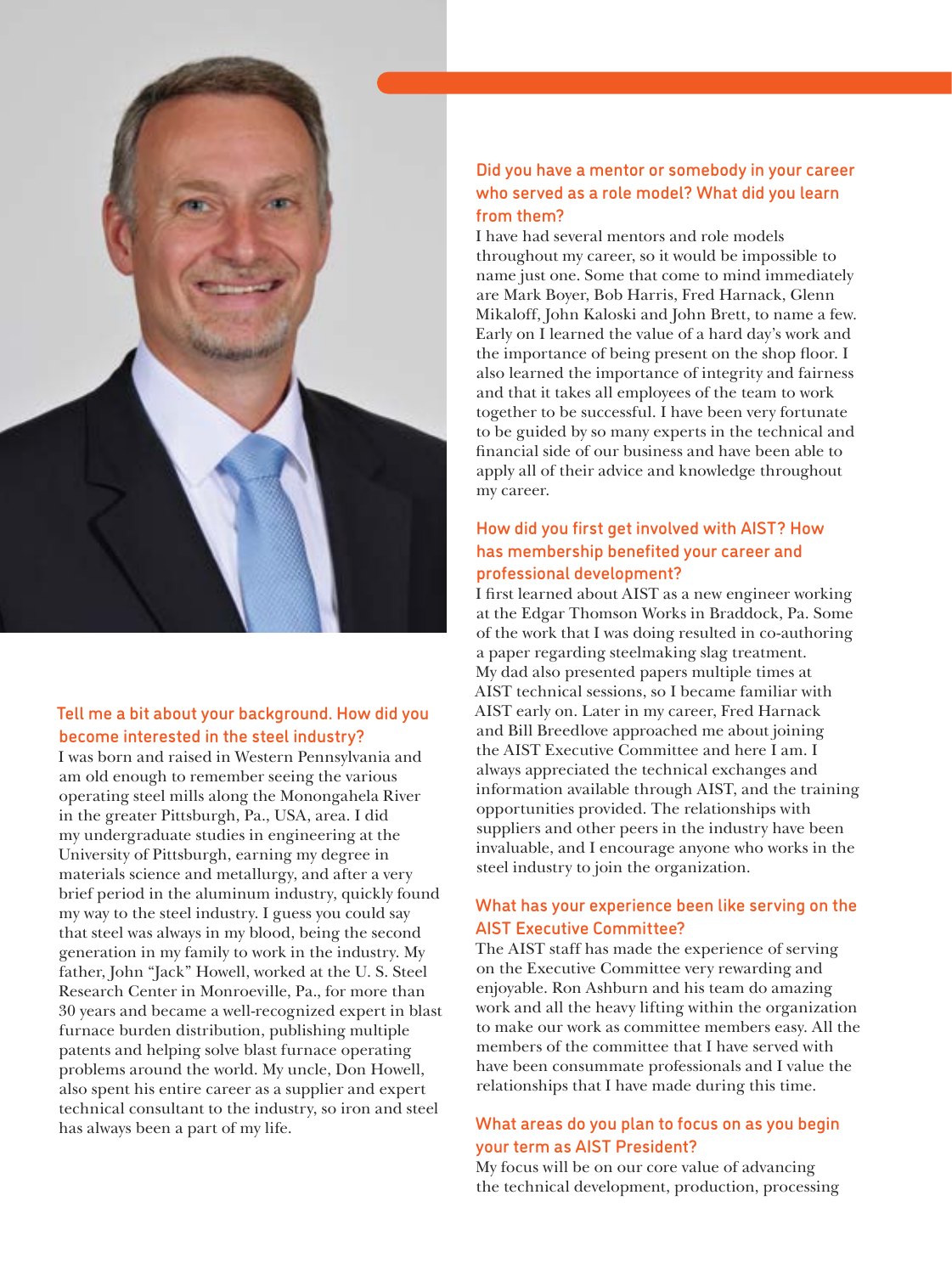### Tell me a bit about your background. How did you become interested in the steel industry?

I was born and raised in Western Pennsylvania and am old enough to remember seeing the various operating steel mills along the Monongahela River in the greater Pittsburgh, Pa., USA, area. I did my undergraduate studies in engineering at the University of Pittsburgh, earning my degree in materials science and metallurgy, and after a very brief period in the aluminum industry, quickly found my way to the steel industry. I guess you could say that steel was always in my blood, being the second generation in my family to work in the industry. My father, John "Jack" Howell, worked at the U. S. Steel Research Center in Monroeville, Pa., for more than 30 years and became a well-recognized expert in blast furnace burden distribution, publishing multiple patents and helping solve blast furnace operating problems around the world. My uncle, Don Howell, also spent his entire career as a supplier and expert technical consultant to the industry, so iron and steel has always been a part of my life.

### Did you have a mentor or somebody in your career who served as a role model? What did you learn from them?

I have had several mentors and role models throughout my career, so it would be impossible to name just one. Some that come to mind immediately are Mark Boyer, Bob Harris, Fred Harnack, Glenn Mikaloff, John Kaloski and John Brett, to name a few. Early on I learned the value of a hard day's work and the importance of being present on the shop floor. I also learned the importance of integrity and fairness and that it takes all employees of the team to work together to be successful. I have been very fortunate to be guided by so many experts in the technical and financial side of our business and have been able to apply all of their advice and knowledge throughout my career.

### How did you first get involved with AIST? How has membership benefited your career and professional development?

I first learned about AIST as a new engineer working at the Edgar Thomson Works in Braddock, Pa. Some of the work that I was doing resulted in co-authoring a paper regarding steelmaking slag treatment. My dad also presented papers multiple times at AIST technical sessions, so I became familiar with AIST early on. Later in my career, Fred Harnack and Bill Breedlove approached me about joining the AIST Executive Committee and here I am. I always appreciated the technical exchanges and information available through AIST, and the training opportunities provided. The relationships with suppliers and other peers in the industry have been invaluable, and I encourage anyone who works in the steel industry to join the organization.

### What has your experience been like serving on the AIST Executive Committee?

The AIST staff has made the experience of serving on the Executive Committee very rewarding and enjoyable. Ron Ashburn and his team do amazing work and all the heavy lifting within the organization to make our work as committee members easy. All the members of the committee that I have served with have been consummate professionals and I value the relationships that I have made during this time.

### What areas do you plan to focus on as you begin your term as AIST President?

My focus will be on our core value of advancing the technical development, production, processing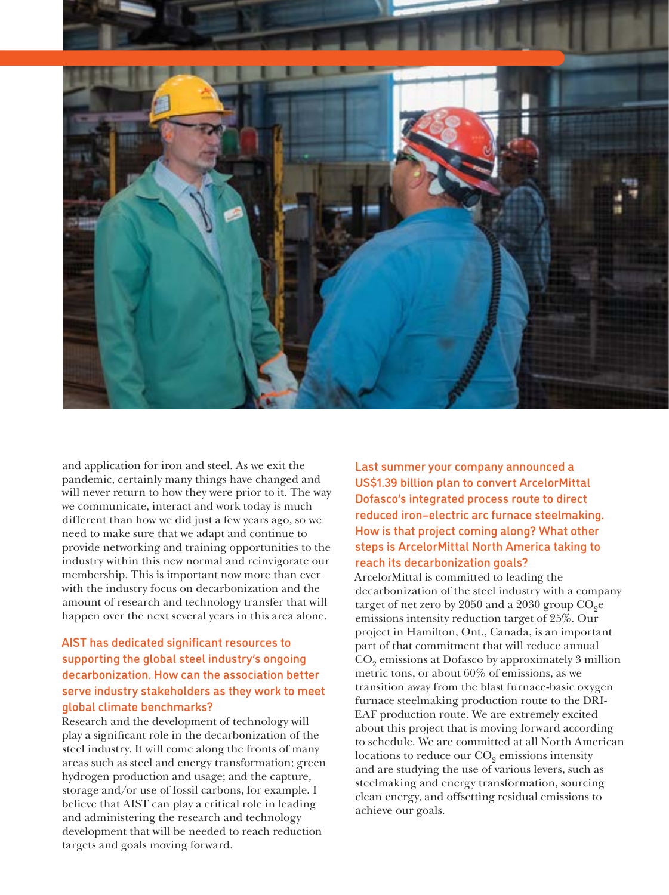and application for iron and steel. As we exit the pandemic, certainly many things have changed and will never return to how they were prior to it. The way we communicate, interact and work today is much different than how we did just a few years ago, so we need to make sure that we adapt and continue to provide networking and training opportunities to the industry within this new normal and reinvigorate our membership. This is important now more than ever with the industry focus on decarbonization and the amount of research and technology transfer that will happen over the next several years in this area alone.

### AIST has dedicated significant resources to supporting the global steel industry's ongoing decarbonization. How can the association better serve industry stakeholders as they work to meet global climate benchmarks?

Research and the development of technology will play a significant role in the decarbonization of the steel industry. It will come along the fronts of many areas such as steel and energy transformation; green hydrogen production and usage; and the capture, storage and/or use of fossil carbons, for example. I believe that AIST can play a critical role in leading and administering the research and technology development that will be needed to reach reduction targets and goals moving forward.

### Last summer your company announced a US$1.39 billion plan to convert ArcelorMittal Dofasco's integrated process route to direct reduced iron–electric arc furnace steelmaking. How is that project coming along? What other steps is ArcelorMittal North America taking to reach its decarbonization goals?

ArcelorMittal is committed to leading the decarbonization of the steel industry with a company target of net zero by 2050 and a 2030 group $CO_2e$ emissions intensity reduction target of 25%. Our project in Hamilton, Ont., Canada, is an important part of that commitment that will reduce annual $CO_2$ emissions at Dofasco by approximately 3 million metric tons, or about 60% of emissions, as we transition away from the blast furnace-basic oxygen furnace steelmaking production route to the DRI-EAF production route. We are extremely excited about this project that is moving forward according to schedule. We are committed at all North American locations to reduce our $CO_2$ emissions intensity and are studying the use of various levers, such as steelmaking and energy transformation, sourcing clean energy, and offsetting residual emissions to achieve our goals.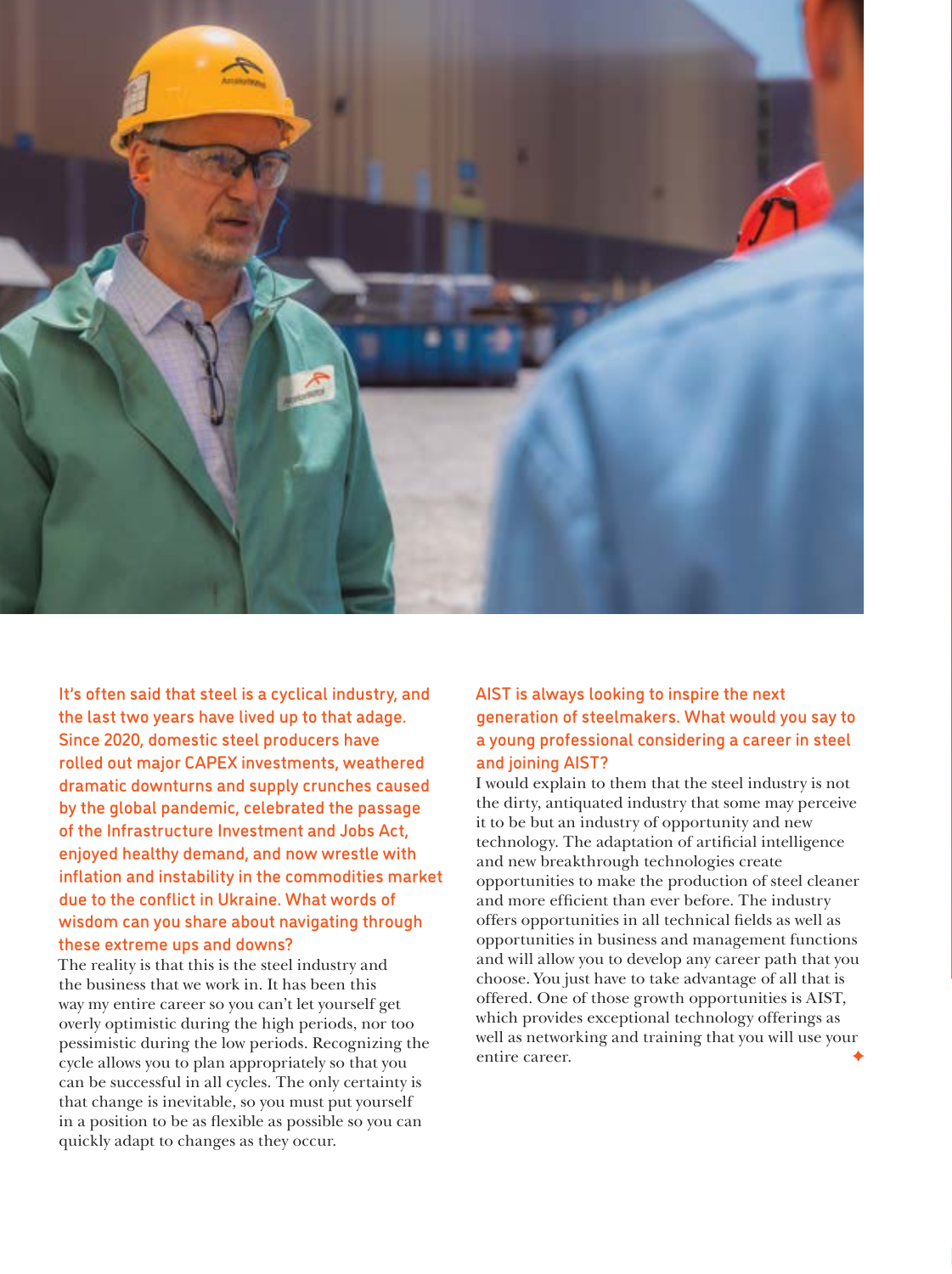**It's often said that steel is a cyclical industry, and the last two years have lived up to that adage. Since 2020, domestic steel producers have rolled out major CAPEX investments, weathered dramatic downturns and supply crunches caused by the global pandemic, celebrated the passage of the Infrastructure Investment and Jobs Act, enjoyed healthy demand, and now wrestle with inflation and instability in the commodities market due to the conflict in Ukraine. What words of wisdom can you share about navigating through these extreme ups and downs?**

The reality is that this is the steel industry and the business that we work in. It has been this way my entire career so you can't let yourself get overly optimistic during the high periods, nor too pessimistic during the low periods. Recognizing the cycle allows you to plan appropriately so that you can be successful in all cycles. The only certainty is that change is inevitable, so you must put yourself in a position to be as flexible as possible so you can quickly adapt to changes as they occur.

**AIST is always looking to inspire the next generation of steelmakers. What would you say to a young professional considering a career in steel and joining AIST?**

I would explain to them that the steel industry is not the dirty, antiquated industry that some may perceive it to be but an industry of opportunity and new technology. The adaptation of artificial intelligence and new breakthrough technologies create opportunities to make the production of steel cleaner and more efficient than ever before. The industry offers opportunities in all technical fields as well as opportunities in business and management functions and will allow you to develop any career path that you choose. You just have to take advantage of all that is offered. One of those growth opportunities is AIST, which provides exceptional technology offerings as well as networking and training that you will use your entire career.